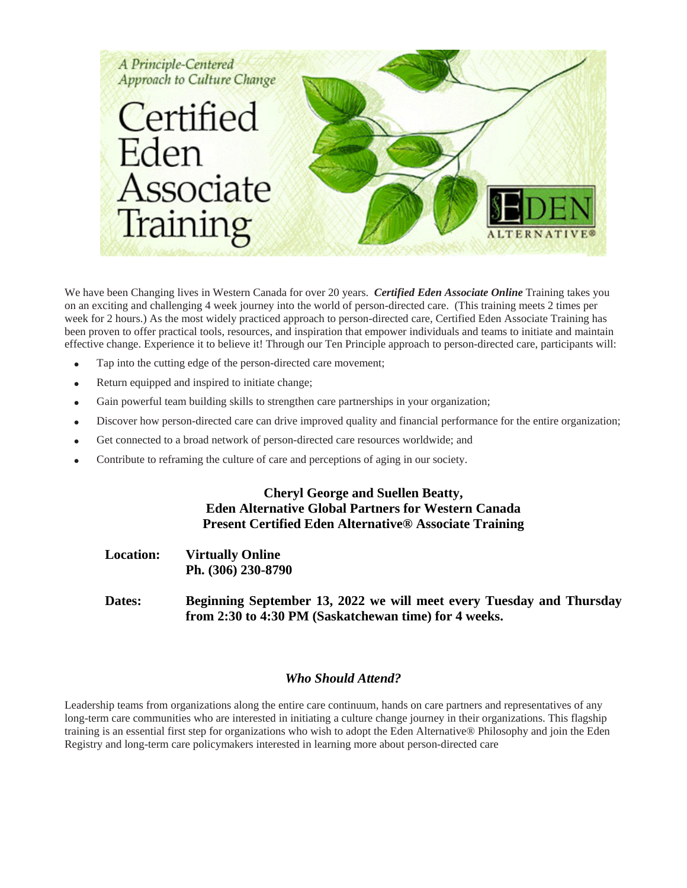A Principle-Centered Approach to Culture Change

# Certified Eden Associate Training

EDEN ALTERNATIVE®

We have been Changing lives in Western Canada for over 20 years. ***Certified Eden Associate Online*** Training takes you on an exciting and challenging 4 week journey into the world of person-directed care. (This training meets 2 times per week for 2 hours.) As the most widely practiced approach to person-directed care, Certified Eden Associate Training has been proven to offer practical tools, resources, and inspiration that empower individuals and teams to initiate and maintain effective change. Experience it to believe it! Through our Ten Principle approach to person-directed care, participants will:

- Tap into the cutting edge of the person-directed care movement;
- Return equipped and inspired to initiate change;
- Gain powerful team building skills to strengthen care partnerships in your organization;
- Discover how person-directed care can drive improved quality and financial performance for the entire organization;
- Get connected to a broad network of person-directed care resources worldwide; and
- Contribute to reframing the culture of care and perceptions of aging in our society.

**Cheryl George and Suellen Beatty,**
**Eden Alternative Global Partners for Western Canada**
**Present Certified Eden Alternative® Associate Training**

**Location:** **Virtually Online**
**Ph. (306) 230-8790**

**Dates:** **Beginning September 13, 2022 we will meet every Tuesday and Thursday from 2:30 to 4:30 PM (Saskatchewan time) for 4 weeks.**

### *Who Should Attend?*

Leadership teams from organizations along the entire care continuum, hands on care partners and representatives of any long-term care communities who are interested in initiating a culture change journey in their organizations. This flagship training is an essential first step for organizations who wish to adopt the Eden Alternative® Philosophy and join the Eden Registry and long-term care policymakers interested in learning more about person-directed care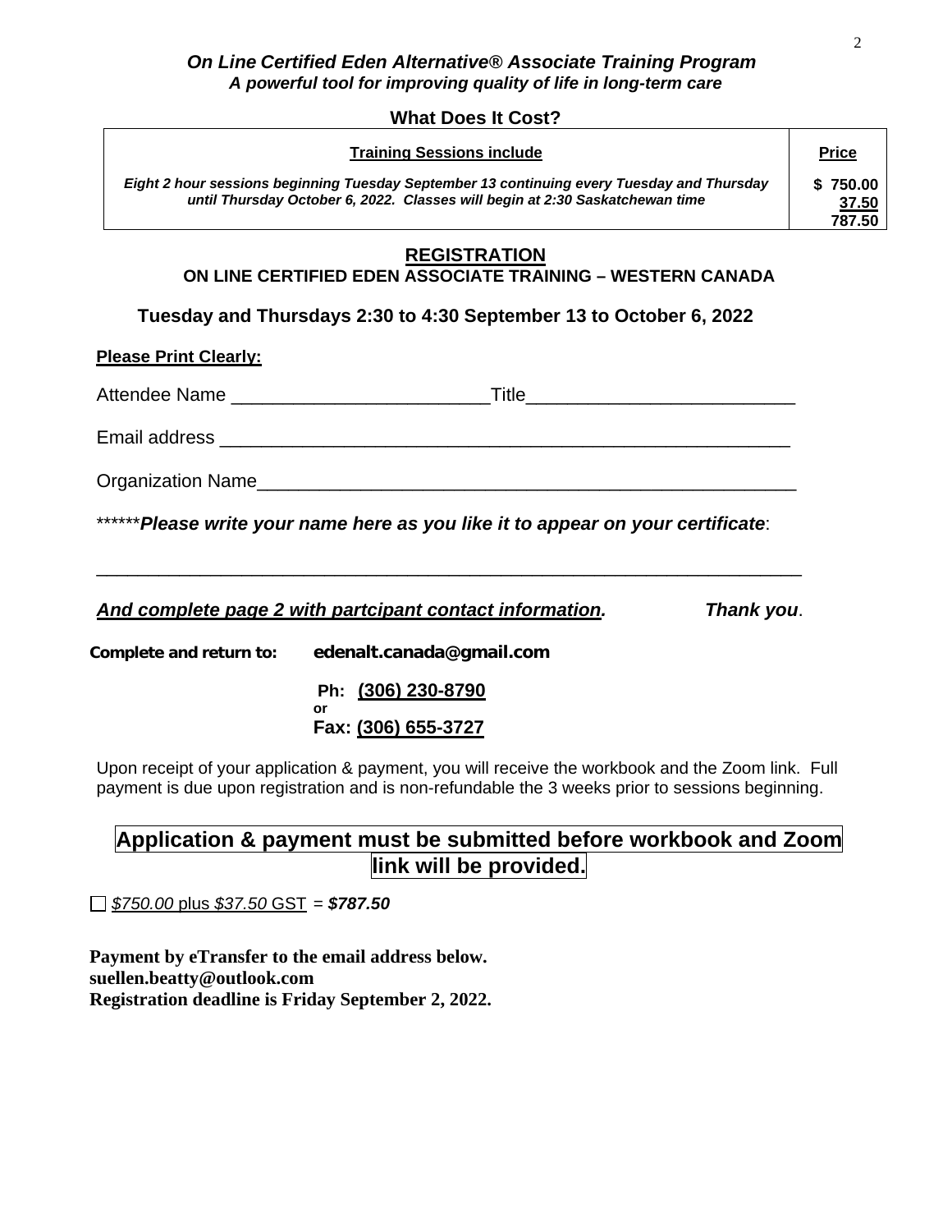***On Line Certified Eden Alternative® Associate Training Program***
***A powerful tool for improving quality of life in long-term care***

**What Does It Cost?**

| Training Sessions include | Price |
|---|---|
| *Eight 2 hour sessions beginning Tuesday September 13 continuing every Tuesday and Thursday until Thursday October 6, 2022. Classes will begin at 2:30 Saskatchewan time* | $ 750.00<br>37.50<br>787.50 |

## REGISTRATION

**ON LINE CERTIFIED EDEN ASSOCIATE TRAINING – WESTERN CANADA**

**Tuesday and Thursdays 2:30 to 4:30 September 13 to October 6, 2022**

**Please Print Clearly:**

Attendee Name _________________________Title__________________________

Email address _______________________________________________________

Organization Name____________________________________________________

\*\*\*\*\*\****Please write your name here as you like it to appear on your certificate***:

____________________________________________________________________

***And complete page 2 with partcipant contact information.*** ***Thank you***.

**Complete and return to:** **edenalt.canada@gmail.com**

**Ph: (306) 230-8790**
**or**
**Fax: (306) 655-3727**

Upon receipt of your application & payment, you will receive the workbook and the Zoom link. Full payment is due upon registration and is non-refundable the 3 weeks prior to sessions beginning.

**Application & payment must be submitted before workbook and Zoom link will be provided.**

☐ *$750.00* plus *$37.50* GST = ***$787.50***

**Payment by eTransfer to the email address below.**
**suellen.beatty@outlook.com**
**Registration deadline is Friday September 2, 2022.**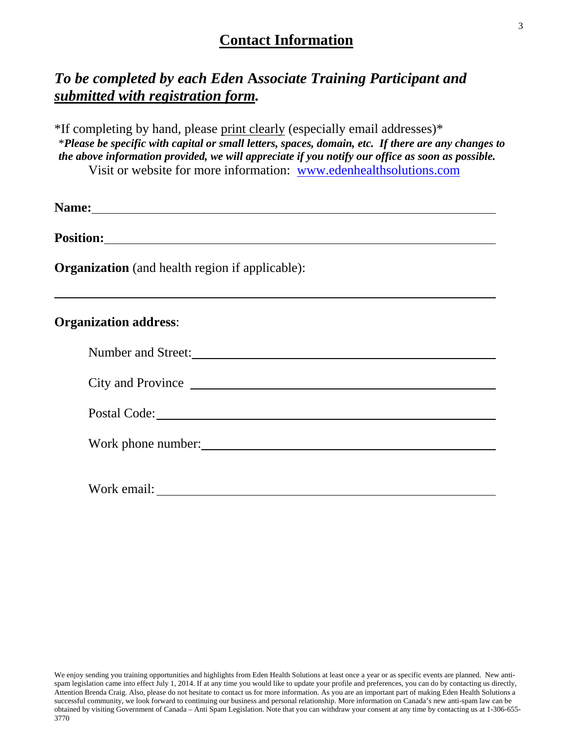## Contact Information

### *To be completed by each Eden Associate Training Participant and submitted with registration form.*

*If completing by hand, please print clearly (especially email addresses)*

*\*Please be specific with capital or small letters, spaces, domain, etc. If there are any changes to the above information provided, we will appreciate if you notify our office as soon as possible.*

Visit or website for more information: www.edenhealthsolutions.com

**Name:** ______________________________________________

**Position:** ______________________________________________

**Organization** (and health region if applicable):

______________________________________________

**Organization address**:

Number and Street: ______________________________________________

City and Province ______________________________________________

Postal Code: ______________________________________________

Work phone number: ______________________________________________

Work email: ______________________________________________

We enjoy sending you training opportunities and highlights from Eden Health Solutions at least once a year or as specific events are planned. New anti-spam legislation came into effect July 1, 2014. If at any time you would like to update your profile and preferences, you can do by contacting us directly, Attention Brenda Craig. Also, please do not hesitate to contact us for more information. As you are an important part of making Eden Health Solutions a successful community, we look forward to continuing our business and personal relationship. More information on Canada's new anti-spam law can be obtained by visiting Government of Canada – Anti Spam Legislation. Note that you can withdraw your consent at any time by contacting us at 1-306-655-3770